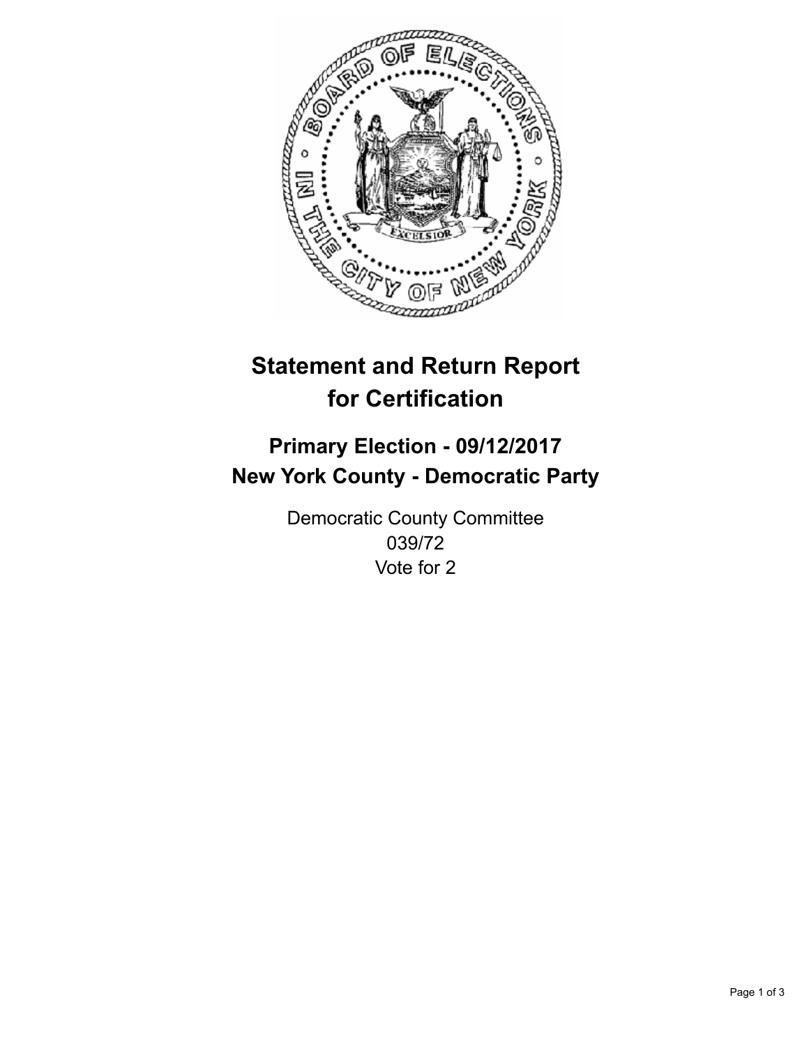# Statement and Return Report for Certification

## Primary Election - 09/12/2017
## New York County - Democratic Party

Democratic County Committee
039/72
Vote for 2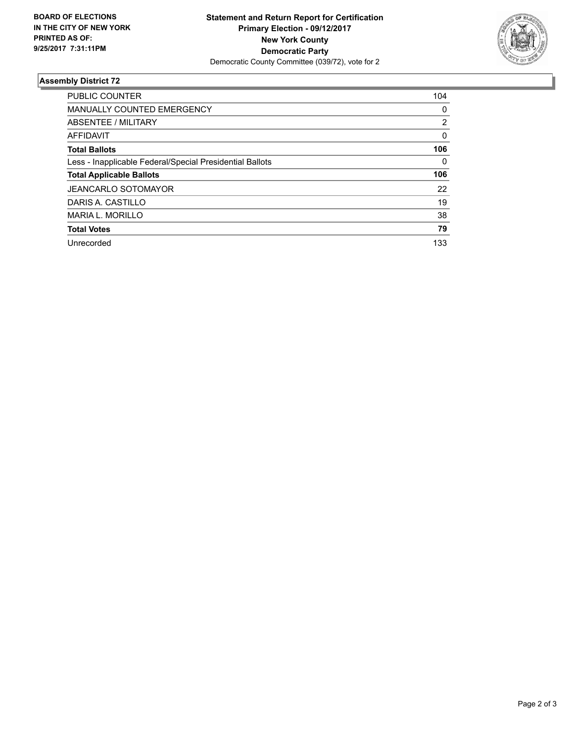**BOARD OF ELECTIONS IN THE CITY OF NEW YORK PRINTED AS OF: 9/25/2017 7:31:11PM**

**Statement and Return Report for Certification**
**Primary Election - 09/12/2017**
**New York County**
**Democratic Party**
Democratic County Committee (039/72), vote for 2

## Assembly District 72

| | |
|---|---|
| PUBLIC COUNTER | 104 |
| MANUALLY COUNTED EMERGENCY | 0 |
| ABSENTEE / MILITARY | 2 |
| AFFIDAVIT | 0 |
| **Total Ballots** | **106** |
| Less - Inapplicable Federal/Special Presidential Ballots | 0 |
| **Total Applicable Ballots** | **106** |
| JEANCARLO SOTOMAYOR | 22 |
| DARIS A. CASTILLO | 19 |
| MARIA L. MORILLO | 38 |
| **Total Votes** | **79** |
| Unrecorded | 133 |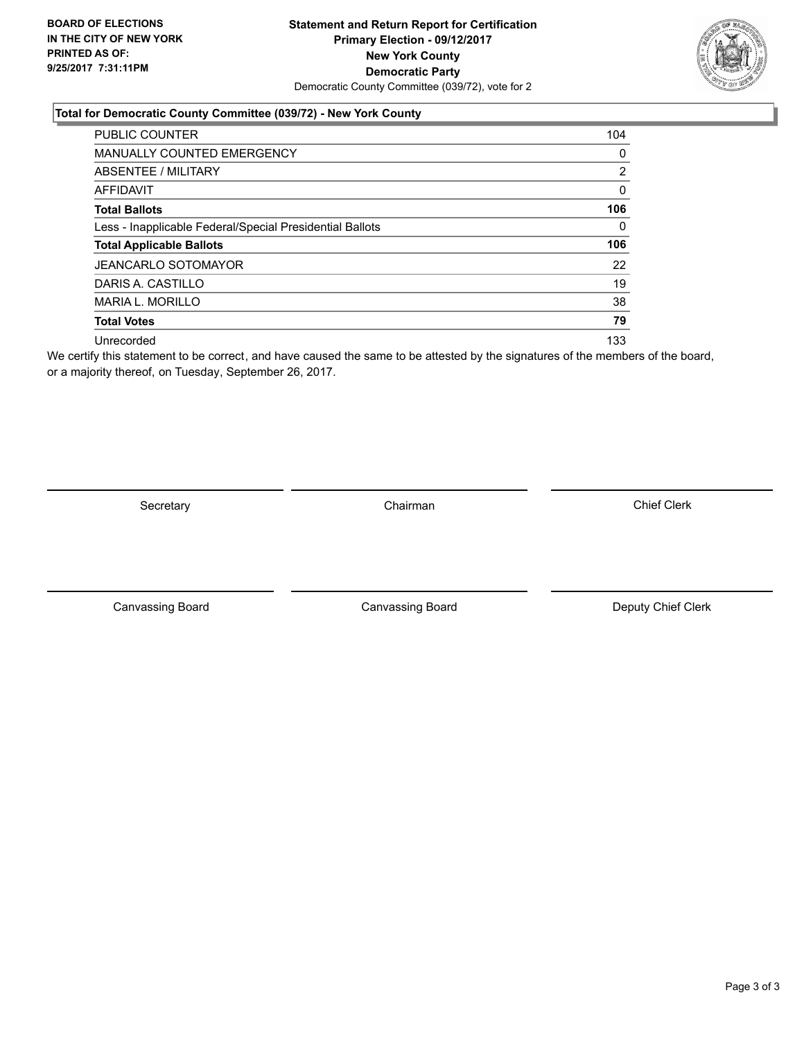**BOARD OF ELECTIONS IN THE CITY OF NEW YORK PRINTED AS OF: 9/25/2017 7:31:11PM**

**Statement and Return Report for Certification**
**Primary Election - 09/12/2017**
**New York County**
**Democratic Party**
Democratic County Committee (039/72), vote for 2

### Total for Democratic County Committee (039/72) - New York County

| | |
|---|---|
| PUBLIC COUNTER | 104 |
| MANUALLY COUNTED EMERGENCY | 0 |
| ABSENTEE / MILITARY | 2 |
| AFFIDAVIT | 0 |
| **Total Ballots** | **106** |
| Less - Inapplicable Federal/Special Presidential Ballots | 0 |
| **Total Applicable Ballots** | **106** |
| JEANCARLO SOTOMAYOR | 22 |
| DARIS A. CASTILLO | 19 |
| MARIA L. MORILLO | 38 |
| **Total Votes** | **79** |
| Unrecorded | 133 |

We certify this statement to be correct, and have caused the same to be attested by the signatures of the members of the board, or a majority thereof, on Tuesday, September 26, 2017.

Secretary

Chairman

Chief Clerk

Canvassing Board

Canvassing Board

Deputy Chief Clerk